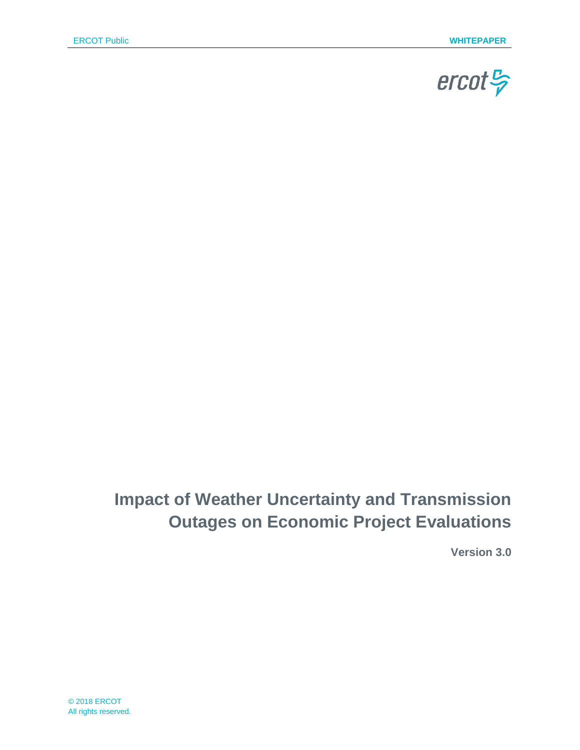# Impact of Weather Uncertainty and Transmission Outages on Economic Project Evaluations

**Version 3.0**

© 2018 ERCOT
All rights reserved.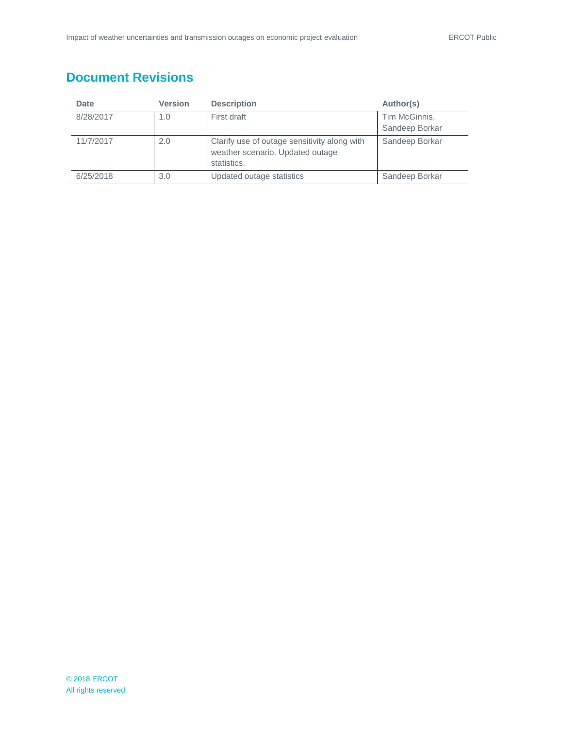## Document Revisions

| Date | Version | Description | Author(s) |
|---|---|---|---|
| 8/28/2017 | 1.0 | First draft | Tim McGinnis, Sandeep Borkar |
| 11/7/2017 | 2.0 | Clarify use of outage sensitivity along with weather scenario. Updated outage statistics. | Sandeep Borkar |
| 6/25/2018 | 3.0 | Updated outage statistics | Sandeep Borkar |

© 2018 ERCOT
All rights reserved.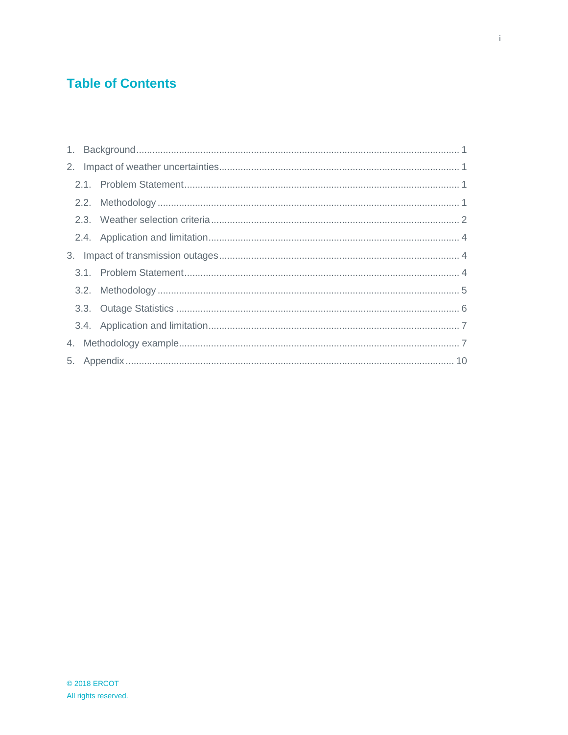# Table of Contents

1. Background ........................................................................................................... 1
2. Impact of weather uncertainties ........................................................................... 1
   2.1. Problem Statement ......................................................................................... 1
   2.2. Methodology .................................................................................................. 1
   2.3. Weather selection criteria ............................................................................... 2
   2.4. Application and limitation ............................................................................... 4
3. Impact of transmission outages ............................................................................ 4
   3.1. Problem Statement ......................................................................................... 4
   3.2. Methodology .................................................................................................. 5
   3.3. Outage Statistics ............................................................................................ 6
   3.4. Application and limitation ............................................................................... 7
4. Methodology example ........................................................................................... 7
5. Appendix ............................................................................................................. 10

© 2018 ERCOT
All rights reserved.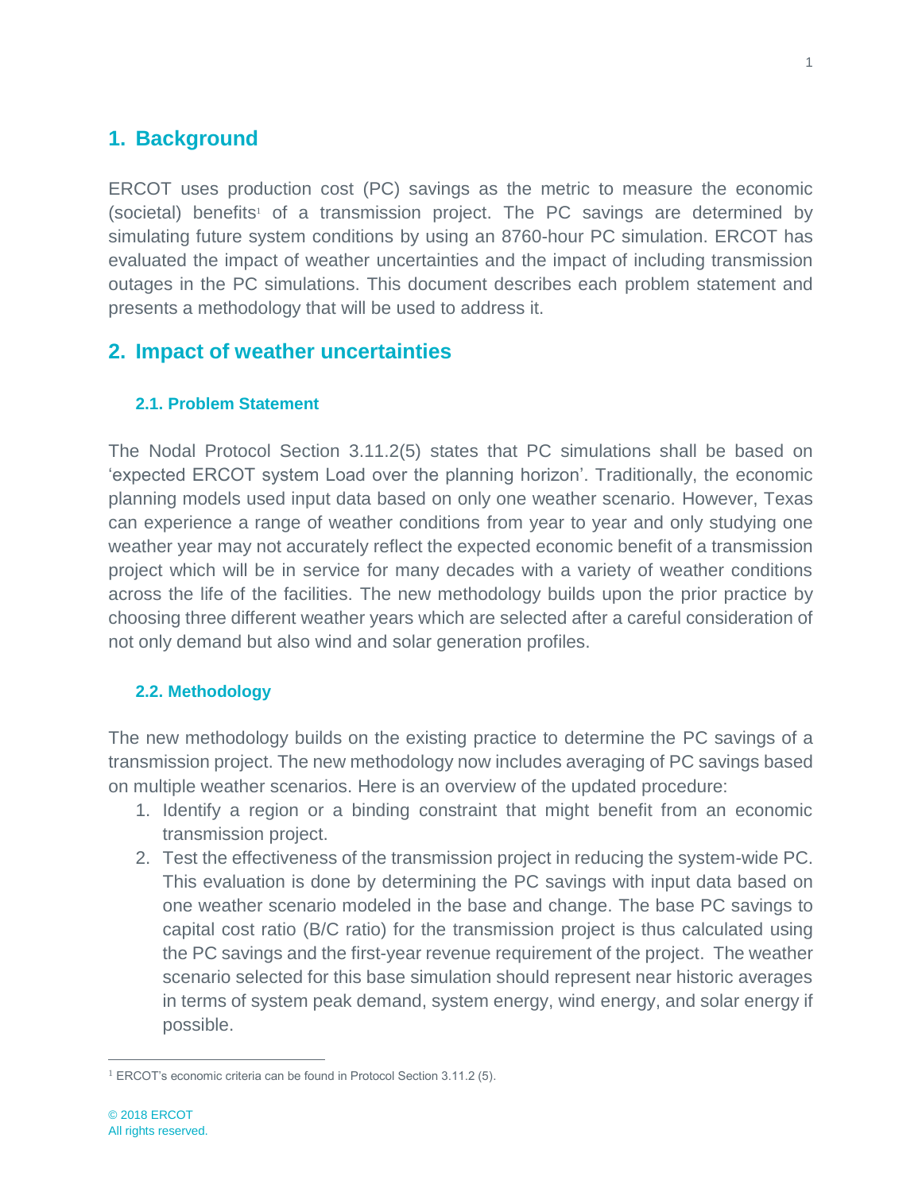## 1. Background

ERCOT uses production cost (PC) savings as the metric to measure the economic (societal) benefits[1] of a transmission project. The PC savings are determined by simulating future system conditions by using an 8760-hour PC simulation. ERCOT has evaluated the impact of weather uncertainties and the impact of including transmission outages in the PC simulations. This document describes each problem statement and presents a methodology that will be used to address it.

## 2. Impact of weather uncertainties

### 2.1. Problem Statement

The Nodal Protocol Section 3.11.2(5) states that PC simulations shall be based on 'expected ERCOT system Load over the planning horizon'. Traditionally, the economic planning models used input data based on only one weather scenario. However, Texas can experience a range of weather conditions from year to year and only studying one weather year may not accurately reflect the expected economic benefit of a transmission project which will be in service for many decades with a variety of weather conditions across the life of the facilities. The new methodology builds upon the prior practice by choosing three different weather years which are selected after a careful consideration of not only demand but also wind and solar generation profiles.

### 2.2. Methodology

The new methodology builds on the existing practice to determine the PC savings of a transmission project. The new methodology now includes averaging of PC savings based on multiple weather scenarios. Here is an overview of the updated procedure:

1. Identify a region or a binding constraint that might benefit from an economic transmission project.
2. Test the effectiveness of the transmission project in reducing the system-wide PC. This evaluation is done by determining the PC savings with input data based on one weather scenario modeled in the base and change. The base PC savings to capital cost ratio (B/C ratio) for the transmission project is thus calculated using the PC savings and the first-year revenue requirement of the project. The weather scenario selected for this base simulation should represent near historic averages in terms of system peak demand, system energy, wind energy, and solar energy if possible.

[1] ERCOT's economic criteria can be found in Protocol Section 3.11.2 (5).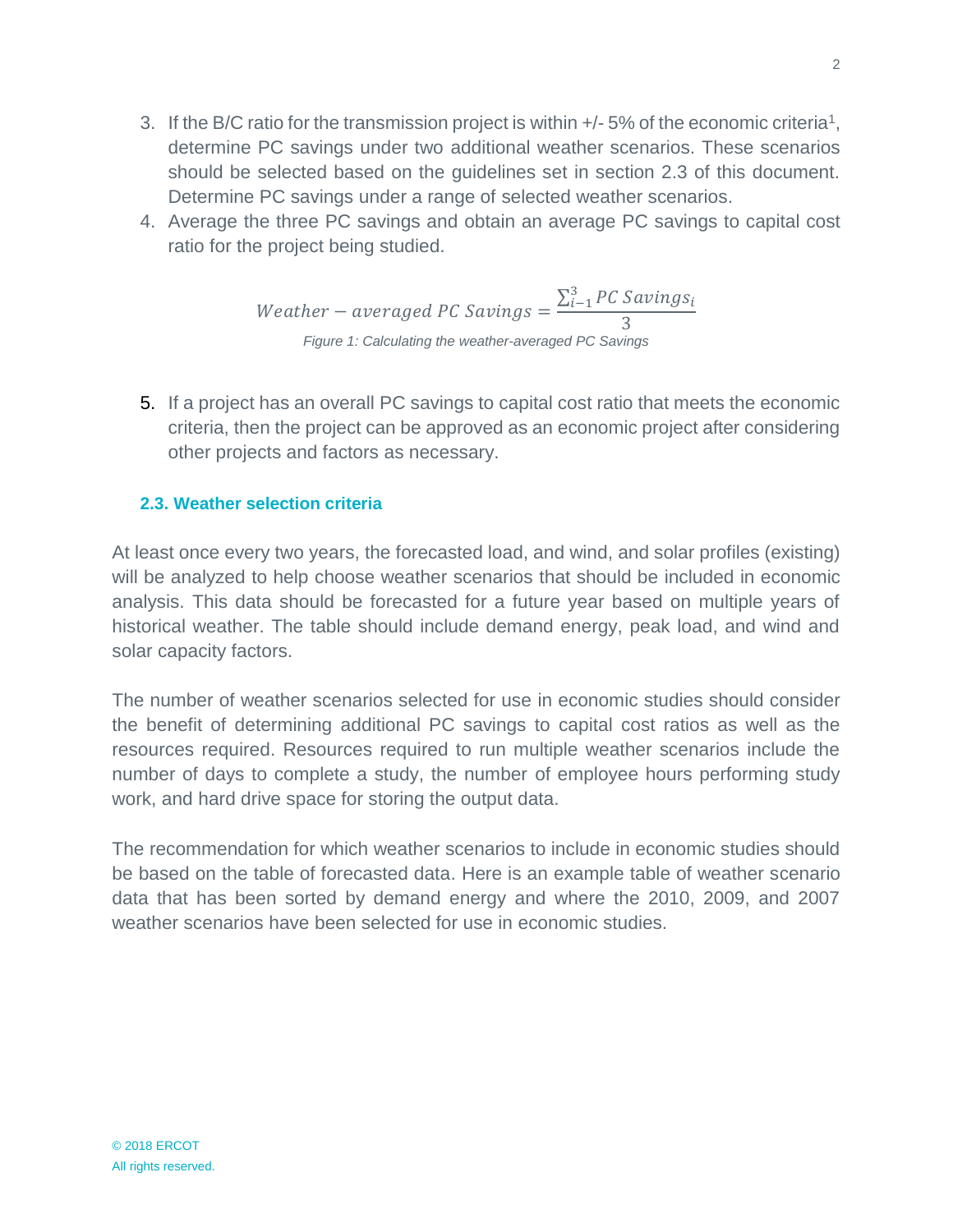3. If the B/C ratio for the transmission project is within +/- 5% of the economic criteria[1], determine PC savings under two additional weather scenarios. These scenarios should be selected based on the guidelines set in section 2.3 of this document. Determine PC savings under a range of selected weather scenarios.
4. Average the three PC savings and obtain an average PC savings to capital cost ratio for the project being studied.

$$Weather - averaged\ PC\ Savings = \frac{\sum_{i-1}^{3} PC\ Savings_i}{3}$$

*Figure 1: Calculating the weather-averaged PC Savings*

5. If a project has an overall PC savings to capital cost ratio that meets the economic criteria, then the project can be approved as an economic project after considering other projects and factors as necessary.

### 2.3. Weather selection criteria

At least once every two years, the forecasted load, and wind, and solar profiles (existing) will be analyzed to help choose weather scenarios that should be included in economic analysis. This data should be forecasted for a future year based on multiple years of historical weather. The table should include demand energy, peak load, and wind and solar capacity factors.

The number of weather scenarios selected for use in economic studies should consider the benefit of determining additional PC savings to capital cost ratios as well as the resources required. Resources required to run multiple weather scenarios include the number of days to complete a study, the number of employee hours performing study work, and hard drive space for storing the output data.

The recommendation for which weather scenarios to include in economic studies should be based on the table of forecasted data. Here is an example table of weather scenario data that has been sorted by demand energy and where the 2010, 2009, and 2007 weather scenarios have been selected for use in economic studies.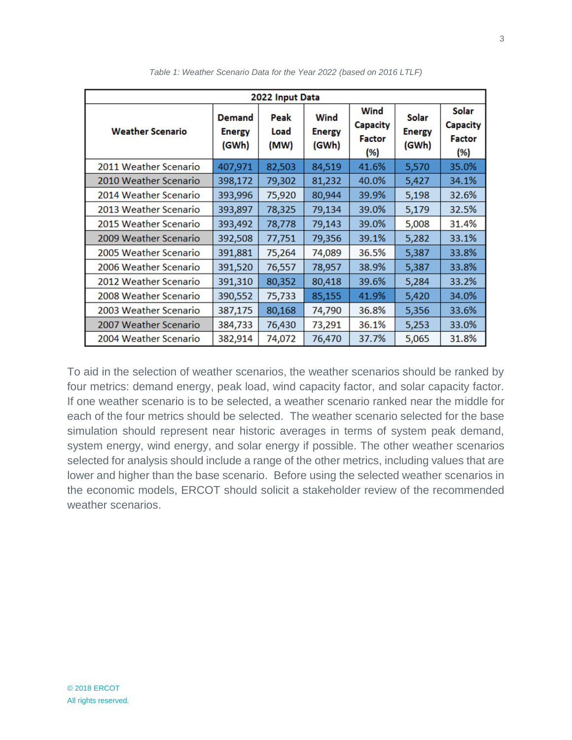*Table 1: Weather Scenario Data for the Year 2022 (based on 2016 LTLF)*

| 2022 Input Data | | | | | | |
|---|---|---|---|---|---|---|
| **Weather Scenario** | **Demand Energy (GWh)** | **Peak Load (MW)** | **Wind Energy (GWh)** | **Wind Capacity Factor (%)** | **Solar Energy (GWh)** | **Solar Capacity Factor (%)** |
| 2011 Weather Scenario | 407,971 | 82,503 | 84,519 | 41.6% | 5,570 | 35.0% |
| 2010 Weather Scenario | 398,172 | 79,302 | 81,232 | 40.0% | 5,427 | 34.1% |
| 2014 Weather Scenario | 393,996 | 75,920 | 80,944 | 39.9% | 5,198 | 32.6% |
| 2013 Weather Scenario | 393,897 | 78,325 | 79,134 | 39.0% | 5,179 | 32.5% |
| 2015 Weather Scenario | 393,492 | 78,778 | 79,143 | 39.0% | 5,008 | 31.4% |
| 2009 Weather Scenario | 392,508 | 77,751 | 79,356 | 39.1% | 5,282 | 33.1% |
| 2005 Weather Scenario | 391,881 | 75,264 | 74,089 | 36.5% | 5,387 | 33.8% |
| 2006 Weather Scenario | 391,520 | 76,557 | 78,957 | 38.9% | 5,387 | 33.8% |
| 2012 Weather Scenario | 391,310 | 80,352 | 80,418 | 39.6% | 5,284 | 33.2% |
| 2008 Weather Scenario | 390,552 | 75,733 | 85,155 | 41.9% | 5,420 | 34.0% |
| 2003 Weather Scenario | 387,175 | 80,168 | 74,790 | 36.8% | 5,356 | 33.6% |
| 2007 Weather Scenario | 384,733 | 76,430 | 73,291 | 36.1% | 5,253 | 33.0% |
| 2004 Weather Scenario | 382,914 | 74,072 | 76,470 | 37.7% | 5,065 | 31.8% |

To aid in the selection of weather scenarios, the weather scenarios should be ranked by four metrics: demand energy, peak load, wind capacity factor, and solar capacity factor. If one weather scenario is to be selected, a weather scenario ranked near the middle for each of the four metrics should be selected. The weather scenario selected for the base simulation should represent near historic averages in terms of system peak demand, system energy, wind energy, and solar energy if possible. The other weather scenarios selected for analysis should include a range of the other metrics, including values that are lower and higher than the base scenario. Before using the selected weather scenarios in the economic models, ERCOT should solicit a stakeholder review of the recommended weather scenarios.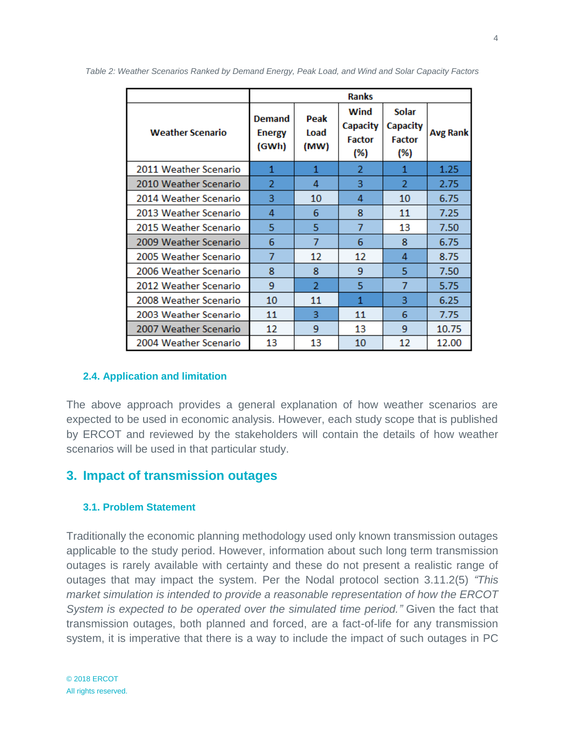Table 2: Weather Scenarios Ranked by Demand Energy, Peak Load, and Wind and Solar Capacity Factors

| Weather Scenario | Ranks | | | | |
|---|---|---|---|---|---|
| | Demand Energy (GWh) | Peak Load (MW) | Wind Capacity Factor (%) | Solar Capacity Factor (%) | Avg Rank |
| 2011 Weather Scenario | 1 | 1 | 2 | 1 | 1.25 |
| 2010 Weather Scenario | 2 | 4 | 3 | 2 | 2.75 |
| 2014 Weather Scenario | 3 | 10 | 4 | 10 | 6.75 |
| 2013 Weather Scenario | 4 | 6 | 8 | 11 | 7.25 |
| 2015 Weather Scenario | 5 | 5 | 7 | 13 | 7.50 |
| 2009 Weather Scenario | 6 | 7 | 6 | 8 | 6.75 |
| 2005 Weather Scenario | 7 | 12 | 12 | 4 | 8.75 |
| 2006 Weather Scenario | 8 | 8 | 9 | 5 | 7.50 |
| 2012 Weather Scenario | 9 | 2 | 5 | 7 | 5.75 |
| 2008 Weather Scenario | 10 | 11 | 1 | 3 | 6.25 |
| 2003 Weather Scenario | 11 | 3 | 11 | 6 | 7.75 |
| 2007 Weather Scenario | 12 | 9 | 13 | 9 | 10.75 |
| 2004 Weather Scenario | 13 | 13 | 10 | 12 | 12.00 |

### 2.4. Application and limitation

The above approach provides a general explanation of how weather scenarios are expected to be used in economic analysis. However, each study scope that is published by ERCOT and reviewed by the stakeholders will contain the details of how weather scenarios will be used in that particular study.

## 3. Impact of transmission outages

### 3.1. Problem Statement

Traditionally the economic planning methodology used only known transmission outages applicable to the study period. However, information about such long term transmission outages is rarely available with certainty and these do not present a realistic range of outages that may impact the system. Per the Nodal protocol section 3.11.2(5) *"This market simulation is intended to provide a reasonable representation of how the ERCOT System is expected to be operated over the simulated time period."* Given the fact that transmission outages, both planned and forced, are a fact-of-life for any transmission system, it is imperative that there is a way to include the impact of such outages in PC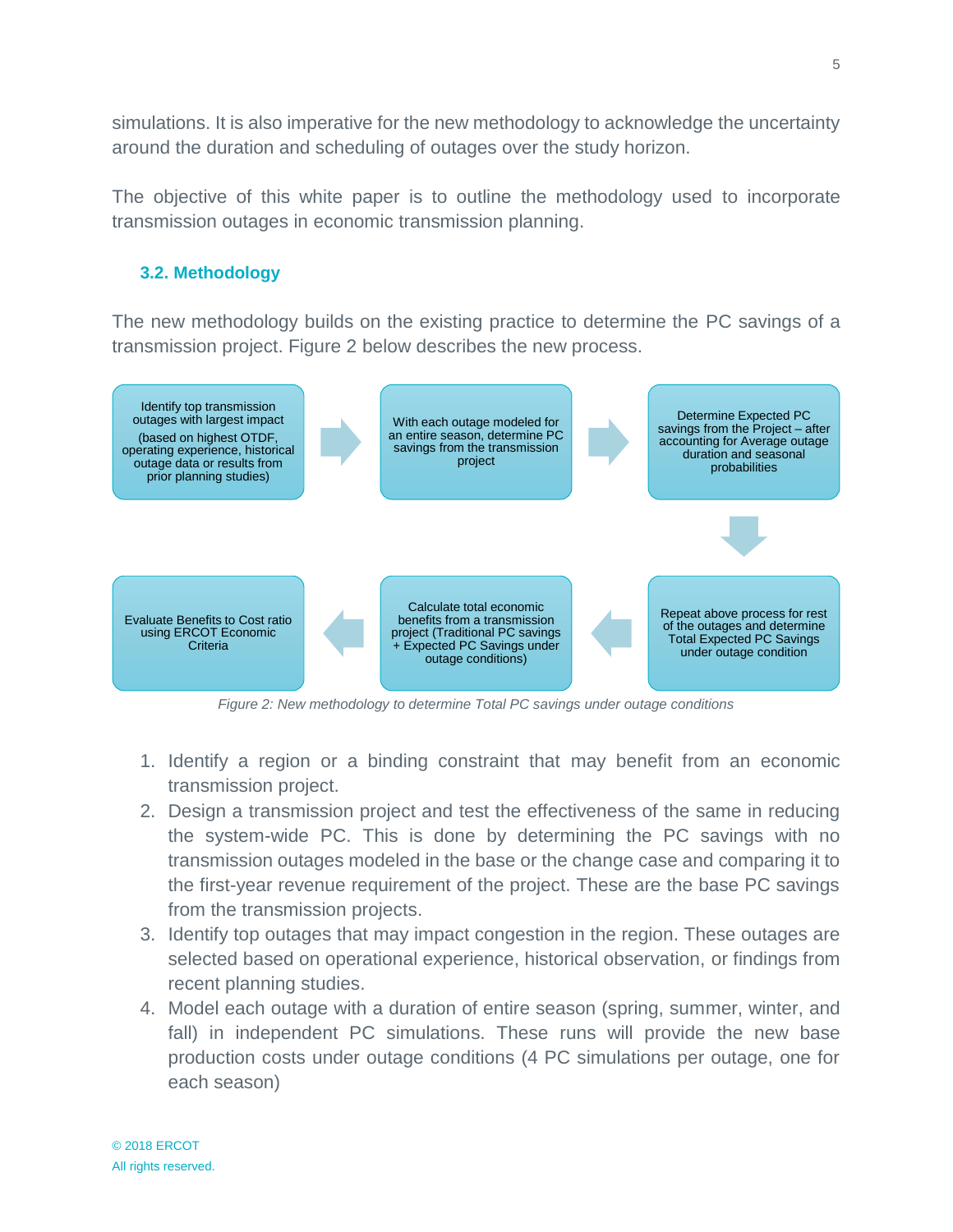simulations. It is also imperative for the new methodology to acknowledge the uncertainty around the duration and scheduling of outages over the study horizon.

The objective of this white paper is to outline the methodology used to incorporate transmission outages in economic transmission planning.

### 3.2. Methodology

The new methodology builds on the existing practice to determine the PC savings of a transmission project. Figure 2 below describes the new process.

Identify top transmission outages with largest impact (based on highest OTDF, operating experience, historical outage data or results from prior planning studies) → With each outage modeled for an entire season, determine PC savings from the transmission project → Determine Expected PC savings from the Project – after accounting for Average outage duration and seasonal probabilities → Repeat above process for rest of the outages and determine Total Expected PC Savings under outage condition → Calculate total economic benefits from a transmission project (Traditional PC savings + Expected PC Savings under outage conditions) → Evaluate Benefits to Cost ratio using ERCOT Economic Criteria

*Figure 2: New methodology to determine Total PC savings under outage conditions*

1. Identify a region or a binding constraint that may benefit from an economic transmission project.
2. Design a transmission project and test the effectiveness of the same in reducing the system-wide PC. This is done by determining the PC savings with no transmission outages modeled in the base or the change case and comparing it to the first-year revenue requirement of the project. These are the base PC savings from the transmission projects.
3. Identify top outages that may impact congestion in the region. These outages are selected based on operational experience, historical observation, or findings from recent planning studies.
4. Model each outage with a duration of entire season (spring, summer, winter, and fall) in independent PC simulations. These runs will provide the new base production costs under outage conditions (4 PC simulations per outage, one for each season)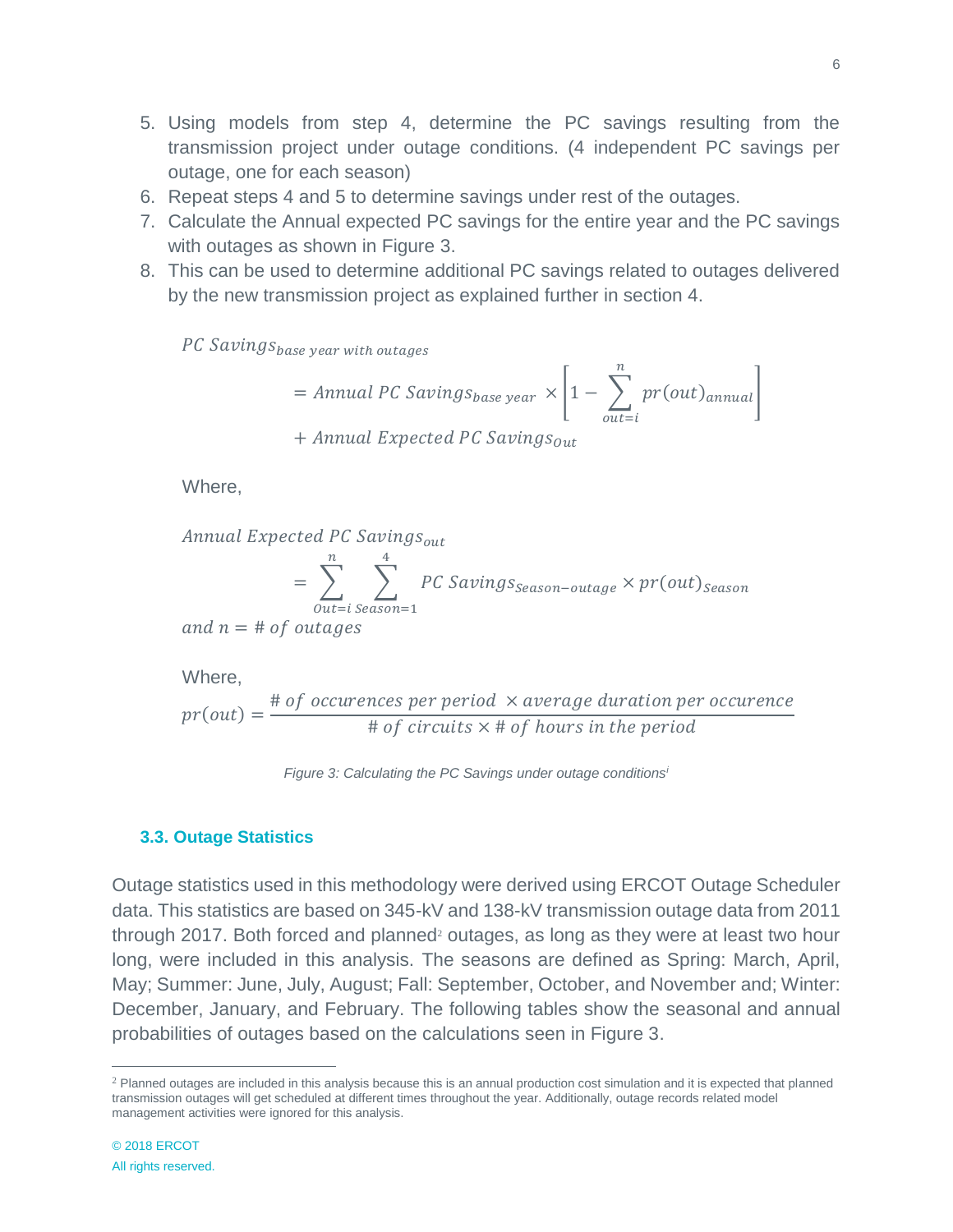5. Using models from step 4, determine the PC savings resulting from the transmission project under outage conditions. (4 independent PC savings per outage, one for each season)
6. Repeat steps 4 and 5 to determine savings under rest of the outages.
7. Calculate the Annual expected PC savings for the entire year and the PC savings with outages as shown in Figure 3.
8. This can be used to determine additional PC savings related to outages delivered by the new transmission project as explained further in section 4.

$$PC\ Savings_{base\ year\ with\ outages} = Annual\ PC\ Savings_{base\ year} \times \left[1 - \sum_{out=i}^{n} pr(out)_{annual}\right] + Annual\ Expected\ PC\ Savings_{Out}$$

Where,

$$Annual\ Expected\ PC\ Savings_{out} = \sum_{Out=i}^{n} \sum_{Season=1}^{4} PC\ Savings_{Season-outage} \times pr(out)_{Season}$$

$$and\ n = \#\ of\ outages$$

Where,

$$pr(out) = \frac{\#\ of\ occurences\ per\ period\ \times average\ duration\ per\ occurence}{\#\ of\ circuits \times \#\ of\ hours\ in\ the\ period}$$

*Figure 3: Calculating the PC Savings under outage conditions[i]*

### 3.3. Outage Statistics

Outage statistics used in this methodology were derived using ERCOT Outage Scheduler data. This statistics are based on 345-kV and 138-kV transmission outage data from 2011 through 2017. Both forced and planned[2] outages, as long as they were at least two hour long, were included in this analysis. The seasons are defined as Spring: March, April, May; Summer: June, July, August; Fall: September, October, and November and; Winter: December, January, and February. The following tables show the seasonal and annual probabilities of outages based on the calculations seen in Figure 3.

[2] Planned outages are included in this analysis because this is an annual production cost simulation and it is expected that planned transmission outages will get scheduled at different times throughout the year. Additionally, outage records related model management activities were ignored for this analysis.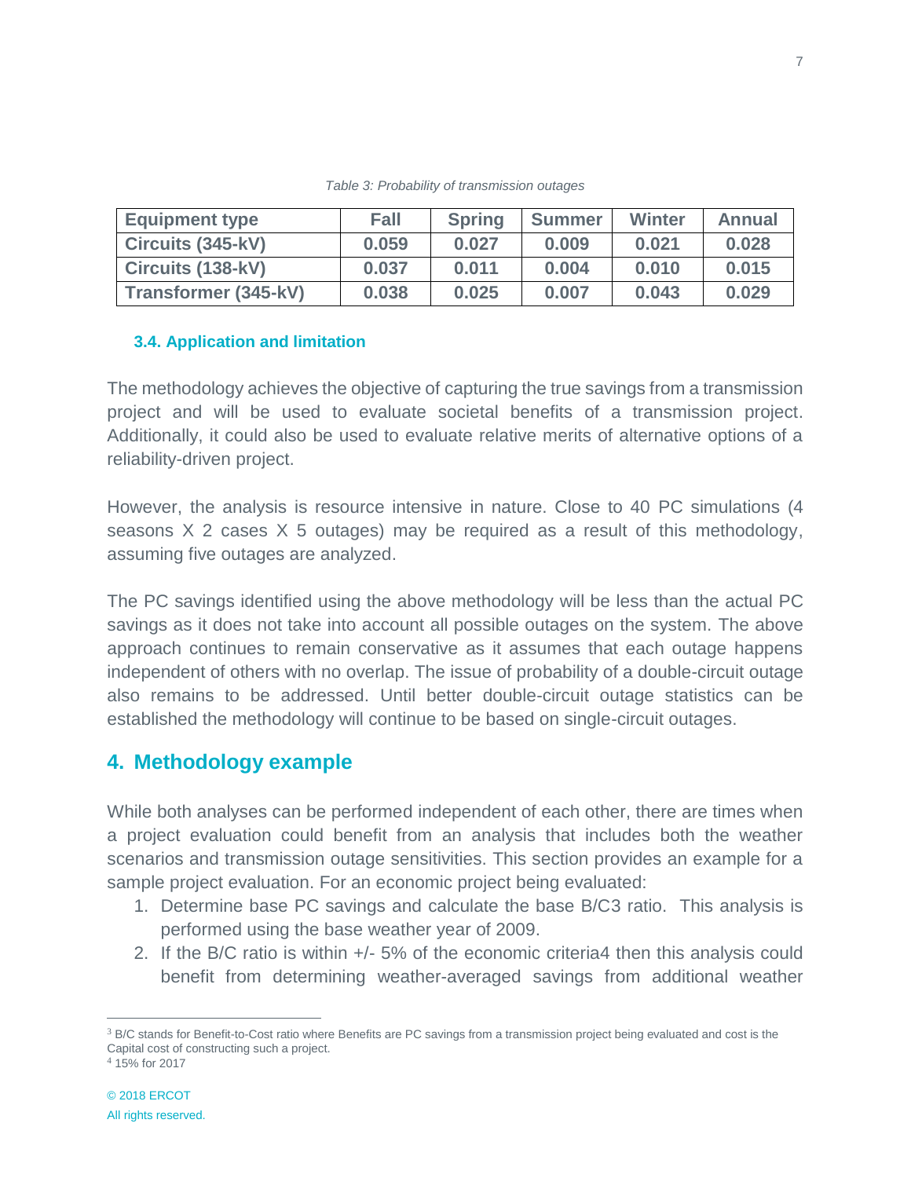*Table 3: Probability of transmission outages*

| Equipment type | Fall | Spring | Summer | Winter | Annual |
|---|---|---|---|---|---|
| Circuits (345-kV) | 0.059 | 0.027 | 0.009 | 0.021 | 0.028 |
| Circuits (138-kV) | 0.037 | 0.011 | 0.004 | 0.010 | 0.015 |
| Transformer (345-kV) | 0.038 | 0.025 | 0.007 | 0.043 | 0.029 |

### 3.4. Application and limitation

The methodology achieves the objective of capturing the true savings from a transmission project and will be used to evaluate societal benefits of a transmission project. Additionally, it could also be used to evaluate relative merits of alternative options of a reliability-driven project.

However, the analysis is resource intensive in nature. Close to 40 PC simulations (4 seasons X 2 cases X 5 outages) may be required as a result of this methodology, assuming five outages are analyzed.

The PC savings identified using the above methodology will be less than the actual PC savings as it does not take into account all possible outages on the system. The above approach continues to remain conservative as it assumes that each outage happens independent of others with no overlap. The issue of probability of a double-circuit outage also remains to be addressed. Until better double-circuit outage statistics can be established the methodology will continue to be based on single-circuit outages.

## 4. Methodology example

While both analyses can be performed independent of each other, there are times when a project evaluation could benefit from an analysis that includes both the weather scenarios and transmission outage sensitivities. This section provides an example for a sample project evaluation. For an economic project being evaluated:

1. Determine base PC savings and calculate the base B/C[3] ratio. This analysis is performed using the base weather year of 2009.
2. If the B/C ratio is within +/- 5% of the economic criteria[4] then this analysis could benefit from determining weather-averaged savings from additional weather

[3] B/C stands for Benefit-to-Cost ratio where Benefits are PC savings from a transmission project being evaluated and cost is the Capital cost of constructing such a project.

[4] 15% for 2017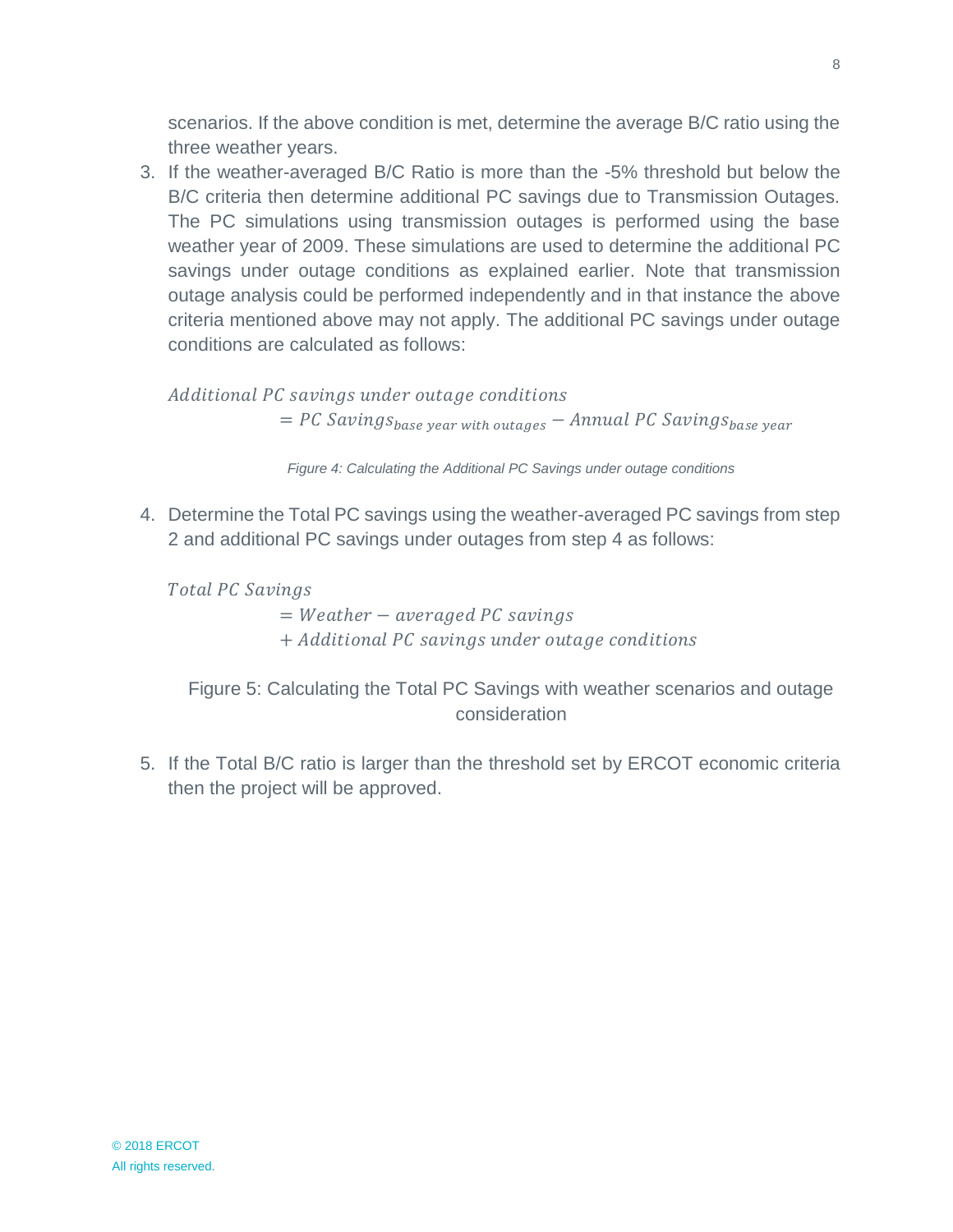scenarios. If the above condition is met, determine the average B/C ratio using the three weather years.

3. If the weather-averaged B/C Ratio is more than the -5% threshold but below the B/C criteria then determine additional PC savings due to Transmission Outages. The PC simulations using transmission outages is performed using the base weather year of 2009. These simulations are used to determine the additional PC savings under outage conditions as explained earlier. Note that transmission outage analysis could be performed independently and in that instance the above criteria mentioned above may not apply. The additional PC savings under outage conditions are calculated as follows:

$$\text{Additional PC savings under outage conditions} = \text{PC Savings}_{\text{base year with outages}} - \text{Annual PC Savings}_{\text{base year}}$$

*Figure 4: Calculating the Additional PC Savings under outage conditions*

4. Determine the Total PC savings using the weather-averaged PC savings from step 2 and additional PC savings under outages from step 4 as follows:

$$\text{Total PC Savings} = \text{Weather} - \text{averaged PC savings} + \text{Additional PC savings under outage conditions}$$

Figure 5: Calculating the Total PC Savings with weather scenarios and outage consideration

5. If the Total B/C ratio is larger than the threshold set by ERCOT economic criteria then the project will be approved.

© 2018 ERCOT
All rights reserved.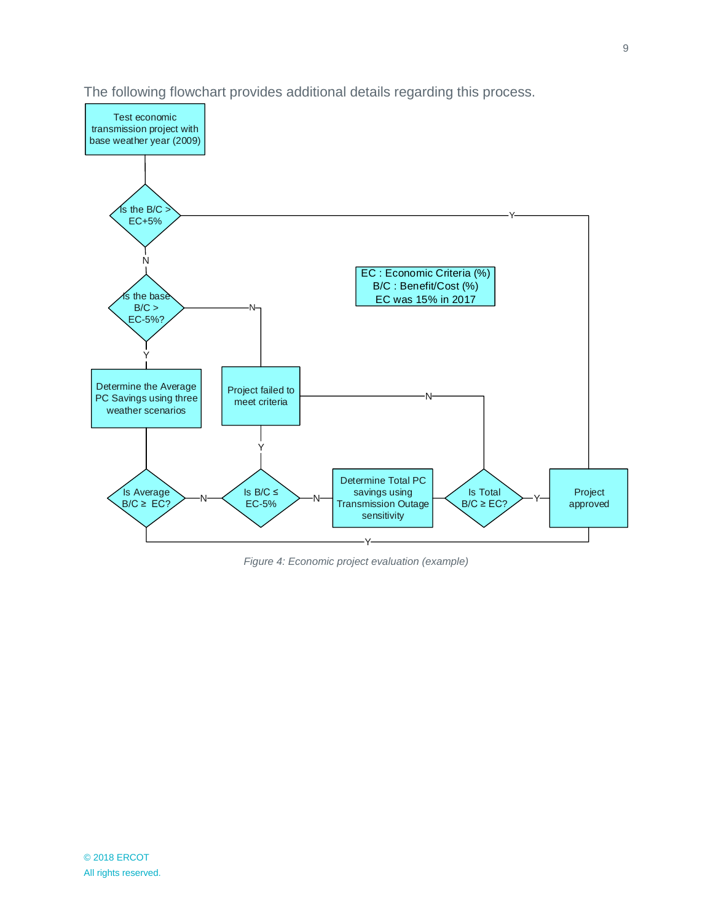The following flowchart provides additional details regarding this process.

Test economic transmission project with base weather year (2009)

Is the B/C > EC+5%

Is the base B/C > EC-5%?

EC : Economic Criteria (%)
B/C : Benefit/Cost (%)
EC was 15% in 2017

Determine the Average PC Savings using three weather scenarios

Project failed to meet criteria

Is Average B/C ≥ EC?

Is B/C ≤ EC-5%

Determine Total PC savings using Transmission Outage sensitivity

Is Total B/C ≥ EC?

Project approved

*Figure 4: Economic project evaluation (example)*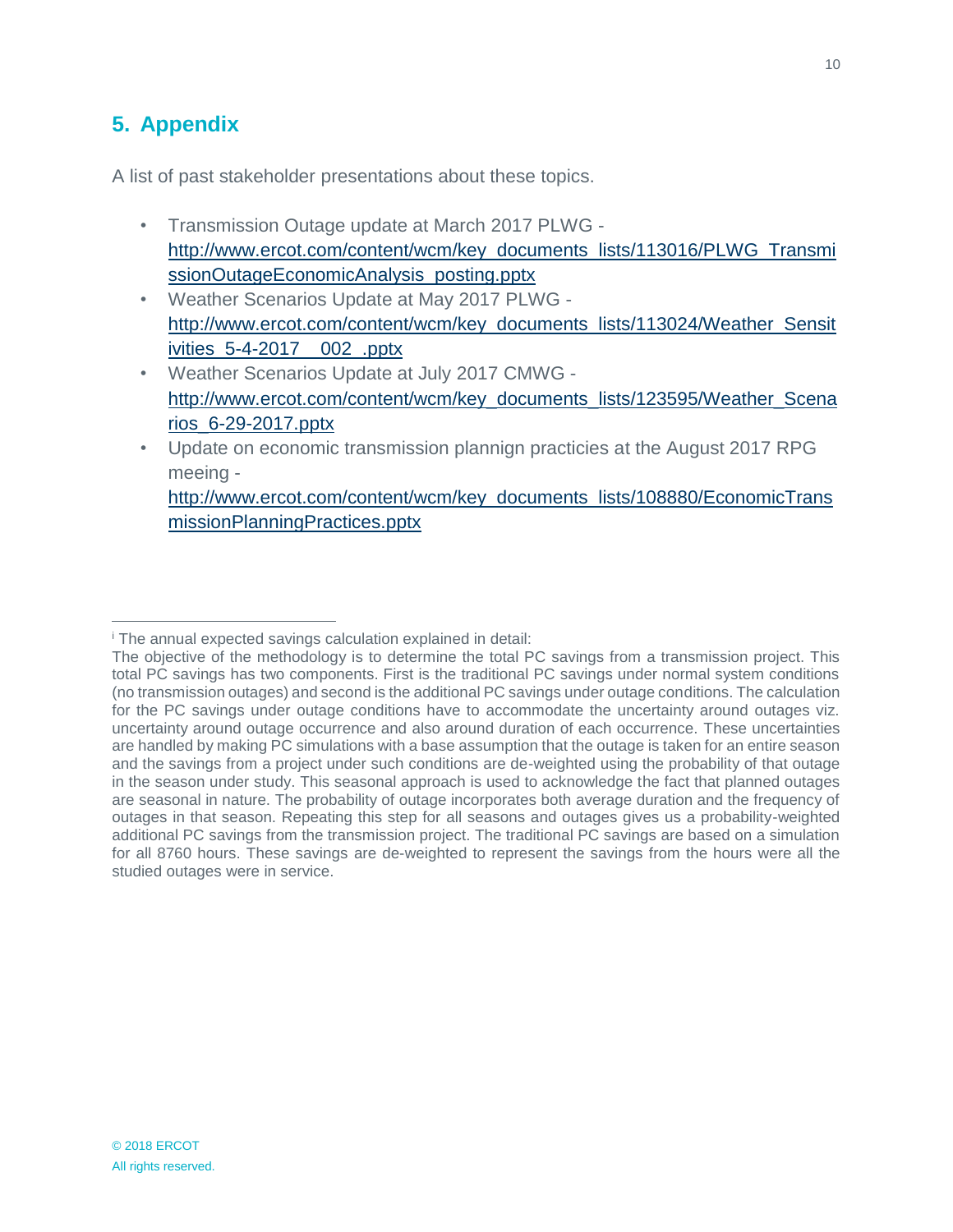## 5. Appendix

A list of past stakeholder presentations about these topics.

- Transmission Outage update at March 2017 PLWG - [http://www.ercot.com/content/wcm/key_documents_lists/113016/PLWG_TransmissionOutageEconomicAnalysis_posting.pptx](http://www.ercot.com/content/wcm/key_documents_lists/113016/PLWG_TransmissionOutageEconomicAnalysis_posting.pptx)
- Weather Scenarios Update at May 2017 PLWG - [http://www.ercot.com/content/wcm/key_documents_lists/113024/Weather_Sensitivities_5-4-2017__002_.pptx](http://www.ercot.com/content/wcm/key_documents_lists/113024/Weather_Sensitivities_5-4-2017__002_.pptx)
- Weather Scenarios Update at July 2017 CMWG - [http://www.ercot.com/content/wcm/key_documents_lists/123595/Weather_Scenarios_6-29-2017.pptx](http://www.ercot.com/content/wcm/key_documents_lists/123595/Weather_Scenarios_6-29-2017.pptx)
- Update on economic transmission plannign practicies at the August 2017 RPG meeing - [http://www.ercot.com/content/wcm/key_documents_lists/108880/EconomicTransmissionPlanningPractices.pptx](http://www.ercot.com/content/wcm/key_documents_lists/108880/EconomicTransmissionPlanningPractices.pptx)

---

[i] The annual expected savings calculation explained in detail:

The objective of the methodology is to determine the total PC savings from a transmission project. This total PC savings has two components. First is the traditional PC savings under normal system conditions (no transmission outages) and second is the additional PC savings under outage conditions. The calculation for the PC savings under outage conditions have to accommodate the uncertainty around outages viz. uncertainty around outage occurrence and also around duration of each occurrence. These uncertainties are handled by making PC simulations with a base assumption that the outage is taken for an entire season and the savings from a project under such conditions are de-weighted using the probability of that outage in the season under study. This seasonal approach is used to acknowledge the fact that planned outages are seasonal in nature. The probability of outage incorporates both average duration and the frequency of outages in that season. Repeating this step for all seasons and outages gives us a probability-weighted additional PC savings from the transmission project. The traditional PC savings are based on a simulation for all 8760 hours. These savings are de-weighted to represent the savings from the hours were all the studied outages were in service.